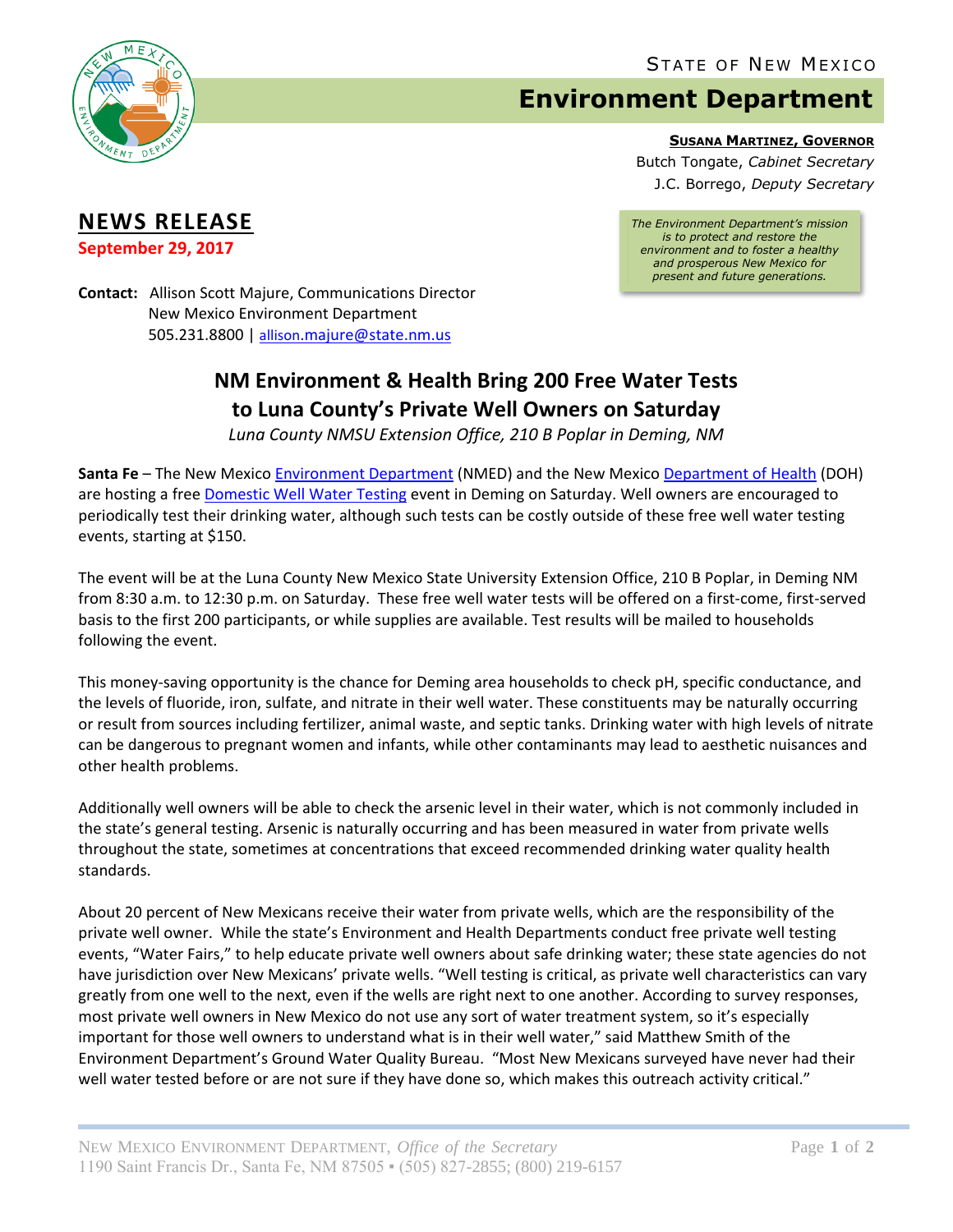STATE OF NEW MEXICO

# Environment Department

**SUSANA MARTINEZ, GOVERNOR**
Butch Tongate, *Cabinet Secretary*
J.C. Borrego, *Deputy Secretary*

*The Environment Department's mission is to protect and restore the environment and to foster a healthy and prosperous New Mexico for present and future generations.*

## NEWS RELEASE

**September 29, 2017**

**Contact:** Allison Scott Majure, Communications Director
New Mexico Environment Department
505.231.8800 | allison.majure@state.nm.us

## NM Environment & Health Bring 200 Free Water Tests to Luna County's Private Well Owners on Saturday

*Luna County NMSU Extension Office, 210 B Poplar in Deming, NM*

**Santa Fe** – The New Mexico Environment Department (NMED) and the New Mexico Department of Health (DOH) are hosting a free Domestic Well Water Testing event in Deming on Saturday. Well owners are encouraged to periodically test their drinking water, although such tests can be costly outside of these free well water testing events, starting at $150.

The event will be at the Luna County New Mexico State University Extension Office, 210 B Poplar, in Deming NM from 8:30 a.m. to 12:30 p.m. on Saturday. These free well water tests will be offered on a first-come, first-served basis to the first 200 participants, or while supplies are available. Test results will be mailed to households following the event.

This money-saving opportunity is the chance for Deming area households to check pH, specific conductance, and the levels of fluoride, iron, sulfate, and nitrate in their well water. These constituents may be naturally occurring or result from sources including fertilizer, animal waste, and septic tanks. Drinking water with high levels of nitrate can be dangerous to pregnant women and infants, while other contaminants may lead to aesthetic nuisances and other health problems.

Additionally well owners will be able to check the arsenic level in their water, which is not commonly included in the state's general testing. Arsenic is naturally occurring and has been measured in water from private wells throughout the state, sometimes at concentrations that exceed recommended drinking water quality health standards.

About 20 percent of New Mexicans receive their water from private wells, which are the responsibility of the private well owner. While the state's Environment and Health Departments conduct free private well testing events, "Water Fairs," to help educate private well owners about safe drinking water; these state agencies do not have jurisdiction over New Mexicans' private wells. "Well testing is critical, as private well characteristics can vary greatly from one well to the next, even if the wells are right next to one another. According to survey responses, most private well owners in New Mexico do not use any sort of water treatment system, so it's especially important for those well owners to understand what is in their well water," said Matthew Smith of the Environment Department's Ground Water Quality Bureau. "Most New Mexicans surveyed have never had their well water tested before or are not sure if they have done so, which makes this outreach activity critical."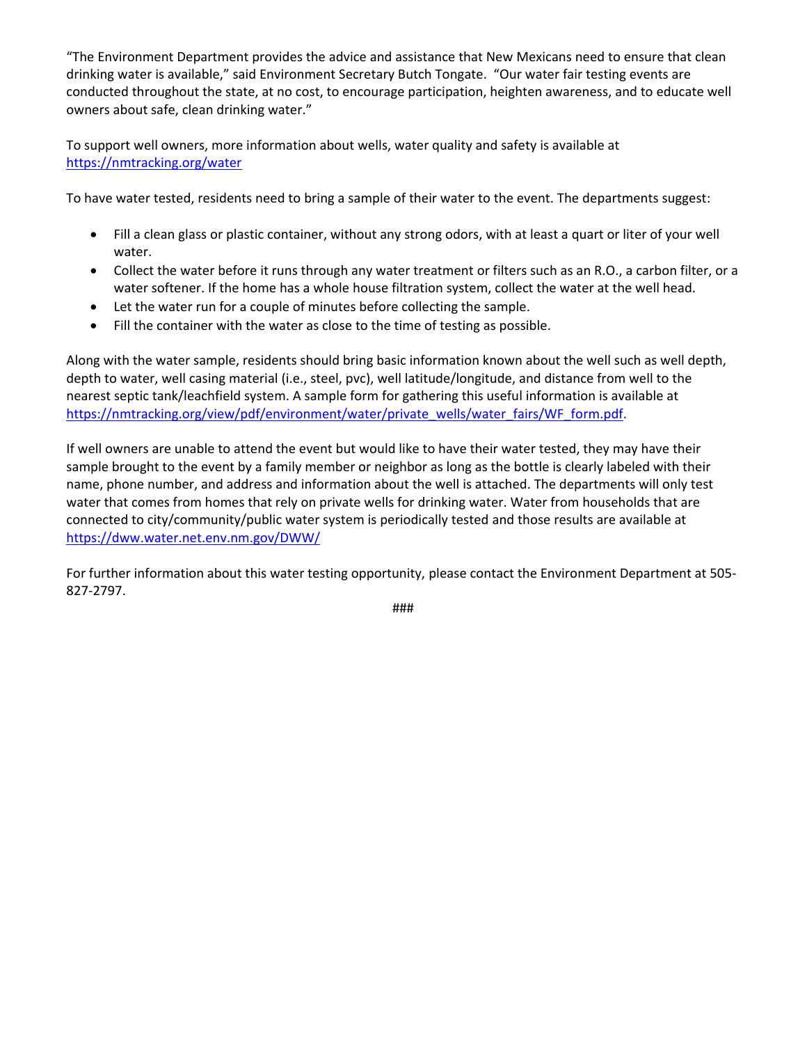"The Environment Department provides the advice and assistance that New Mexicans need to ensure that clean drinking water is available," said Environment Secretary Butch Tongate. "Our water fair testing events are conducted throughout the state, at no cost, to encourage participation, heighten awareness, and to educate well owners about safe, clean drinking water."

To support well owners, more information about wells, water quality and safety is available at https://nmtracking.org/water

To have water tested, residents need to bring a sample of their water to the event. The departments suggest:

- Fill a clean glass or plastic container, without any strong odors, with at least a quart or liter of your well water.
- Collect the water before it runs through any water treatment or filters such as an R.O., a carbon filter, or a water softener. If the home has a whole house filtration system, collect the water at the well head.
- Let the water run for a couple of minutes before collecting the sample.
- Fill the container with the water as close to the time of testing as possible.

Along with the water sample, residents should bring basic information known about the well such as well depth, depth to water, well casing material (i.e., steel, pvc), well latitude/longitude, and distance from well to the nearest septic tank/leachfield system. A sample form for gathering this useful information is available at https://nmtracking.org/view/pdf/environment/water/private_wells/water_fairs/WF_form.pdf.

If well owners are unable to attend the event but would like to have their water tested, they may have their sample brought to the event by a family member or neighbor as long as the bottle is clearly labeled with their name, phone number, and address and information about the well is attached. The departments will only test water that comes from homes that rely on private wells for drinking water. Water from households that are connected to city/community/public water system is periodically tested and those results are available at https://dww.water.net.env.nm.gov/DWW/

For further information about this water testing opportunity, please contact the Environment Department at 505-827-2797.

###